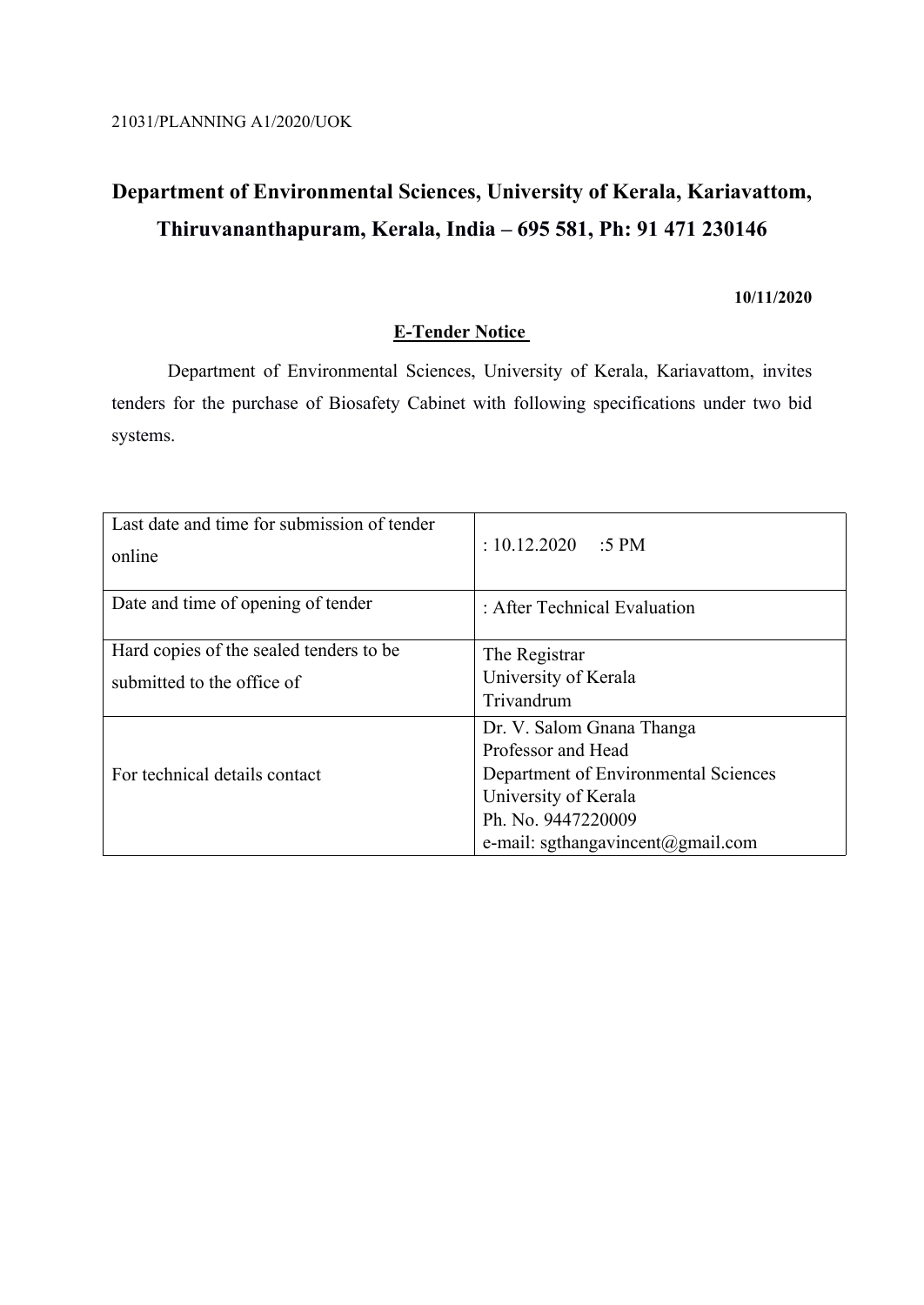21031/PLANNING A1/2020/UOK

# Department of Environmental Sciences, University of Kerala, Kariavattom, Thiruvananthapuram, Kerala, India – 695 581, Ph: 91 471 230146

**10/11/2020**

## E-Tender Notice

Department of Environmental Sciences, University of Kerala, Kariavattom, invites tenders for the purchase of Biosafety Cabinet with following specifications under two bid systems.

| | |
|---|---|
| Last date and time for submission of tender online | : 10.12.2020 :5 PM |
| Date and time of opening of tender | : After Technical Evaluation |
| Hard copies of the sealed tenders to be submitted to the office of | The Registrar<br>University of Kerala<br>Trivandrum |
| For technical details contact | Dr. V. Salom Gnana Thanga<br>Professor and Head<br>Department of Environmental Sciences<br>University of Kerala<br>Ph. No. 9447220009<br>e-mail: sgthangavincent@gmail.com |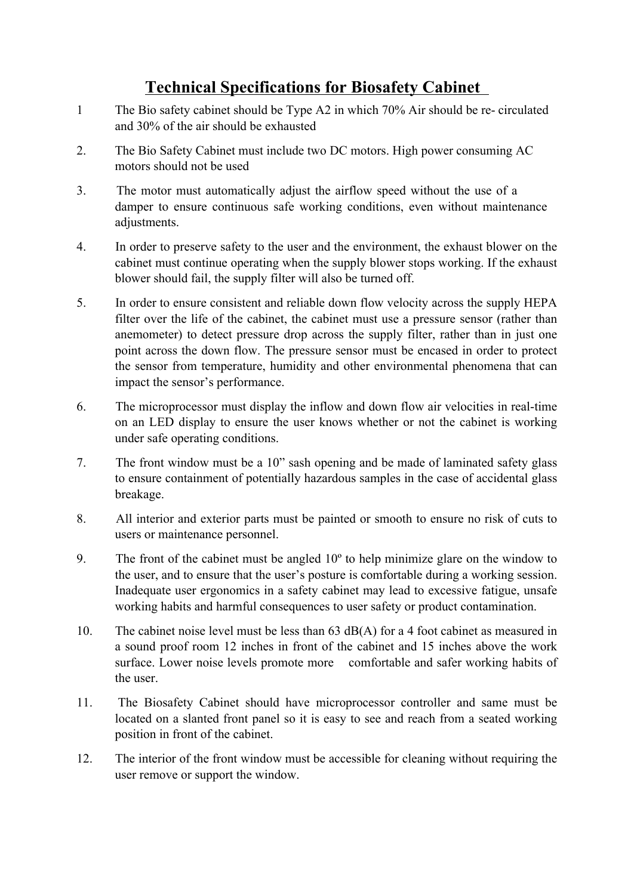# Technical Specifications for Biosafety Cabinet

1. The Bio safety cabinet should be Type A2 in which 70% Air should be re- circulated and 30% of the air should be exhausted

2. The Bio Safety Cabinet must include two DC motors. High power consuming AC motors should not be used

3. The motor must automatically adjust the airflow speed without the use of a damper to ensure continuous safe working conditions, even without maintenance adjustments.

4. In order to preserve safety to the user and the environment, the exhaust blower on the cabinet must continue operating when the supply blower stops working. If the exhaust blower should fail, the supply filter will also be turned off.

5. In order to ensure consistent and reliable down flow velocity across the supply HEPA filter over the life of the cabinet, the cabinet must use a pressure sensor (rather than anemometer) to detect pressure drop across the supply filter, rather than in just one point across the down flow. The pressure sensor must be encased in order to protect the sensor from temperature, humidity and other environmental phenomena that can impact the sensor's performance.

6. The microprocessor must display the inflow and down flow air velocities in real-time on an LED display to ensure the user knows whether or not the cabinet is working under safe operating conditions.

7. The front window must be a 10" sash opening and be made of laminated safety glass to ensure containment of potentially hazardous samples in the case of accidental glass breakage.

8. All interior and exterior parts must be painted or smooth to ensure no risk of cuts to users or maintenance personnel.

9. The front of the cabinet must be angled 10º to help minimize glare on the window to the user, and to ensure that the user's posture is comfortable during a working session. Inadequate user ergonomics in a safety cabinet may lead to excessive fatigue, unsafe working habits and harmful consequences to user safety or product contamination.

10. The cabinet noise level must be less than 63 dB(A) for a 4 foot cabinet as measured in a sound proof room 12 inches in front of the cabinet and 15 inches above the work surface. Lower noise levels promote more comfortable and safer working habits of the user.

11. The Biosafety Cabinet should have microprocessor controller and same must be located on a slanted front panel so it is easy to see and reach from a seated working position in front of the cabinet.

12. The interior of the front window must be accessible for cleaning without requiring the user remove or support the window.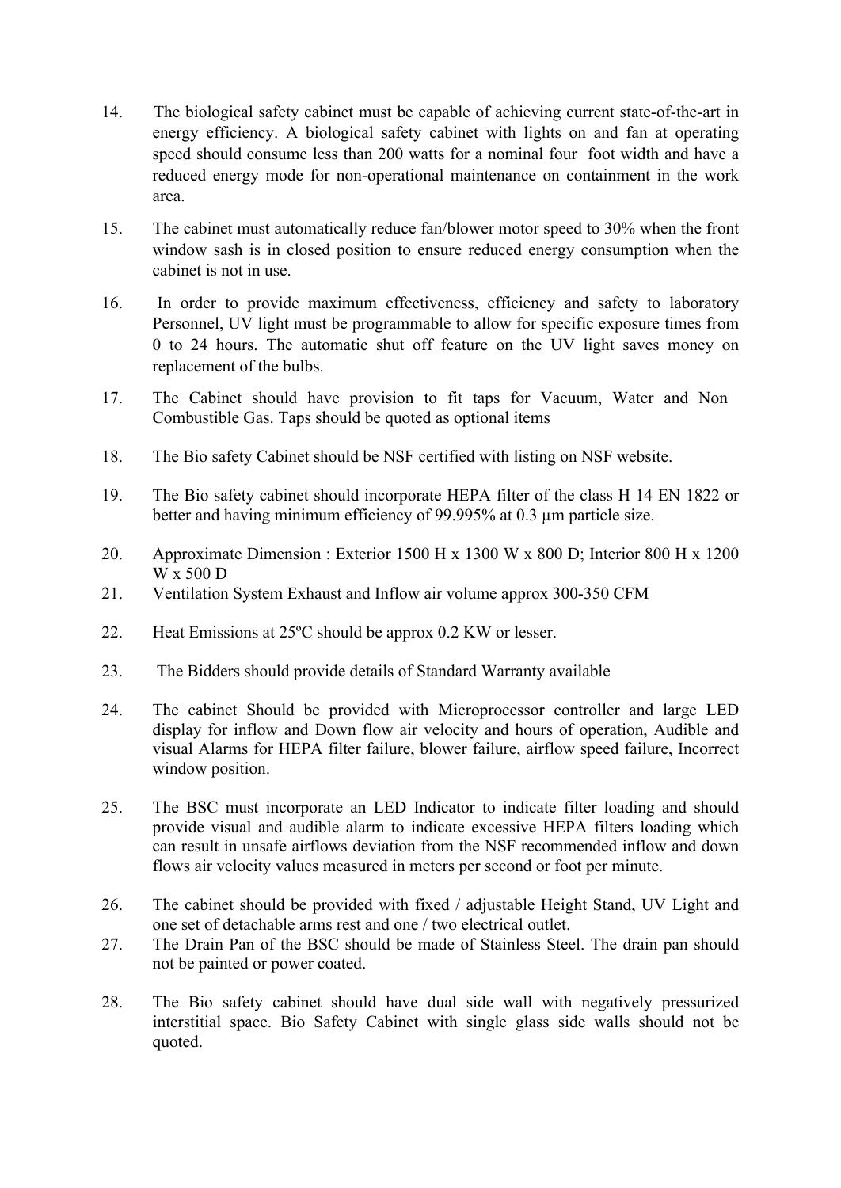14. The biological safety cabinet must be capable of achieving current state-of-the-art in energy efficiency. A biological safety cabinet with lights on and fan at operating speed should consume less than 200 watts for a nominal four foot width and have a reduced energy mode for non-operational maintenance on containment in the work area.

15. The cabinet must automatically reduce fan/blower motor speed to 30% when the front window sash is in closed position to ensure reduced energy consumption when the cabinet is not in use.

16. In order to provide maximum effectiveness, efficiency and safety to laboratory Personnel, UV light must be programmable to allow for specific exposure times from 0 to 24 hours. The automatic shut off feature on the UV light saves money on replacement of the bulbs.

17. The Cabinet should have provision to fit taps for Vacuum, Water and Non Combustible Gas. Taps should be quoted as optional items

18. The Bio safety Cabinet should be NSF certified with listing on NSF website.

19. The Bio safety cabinet should incorporate HEPA filter of the class H 14 EN 1822 or better and having minimum efficiency of 99.995% at 0.3 µm particle size.

20. Approximate Dimension : Exterior 1500 H x 1300 W x 800 D; Interior 800 H x 1200 W x 500 D

21. Ventilation System Exhaust and Inflow air volume approx 300-350 CFM

22. Heat Emissions at 25ºC should be approx 0.2 KW or lesser.

23. The Bidders should provide details of Standard Warranty available

24. The cabinet Should be provided with Microprocessor controller and large LED display for inflow and Down flow air velocity and hours of operation, Audible and visual Alarms for HEPA filter failure, blower failure, airflow speed failure, Incorrect window position.

25. The BSC must incorporate an LED Indicator to indicate filter loading and should provide visual and audible alarm to indicate excessive HEPA filters loading which can result in unsafe airflows deviation from the NSF recommended inflow and down flows air velocity values measured in meters per second or foot per minute.

26. The cabinet should be provided with fixed / adjustable Height Stand, UV Light and one set of detachable arms rest and one / two electrical outlet.

27. The Drain Pan of the BSC should be made of Stainless Steel. The drain pan should not be painted or power coated.

28. The Bio safety cabinet should have dual side wall with negatively pressurized interstitial space. Bio Safety Cabinet with single glass side walls should not be quoted.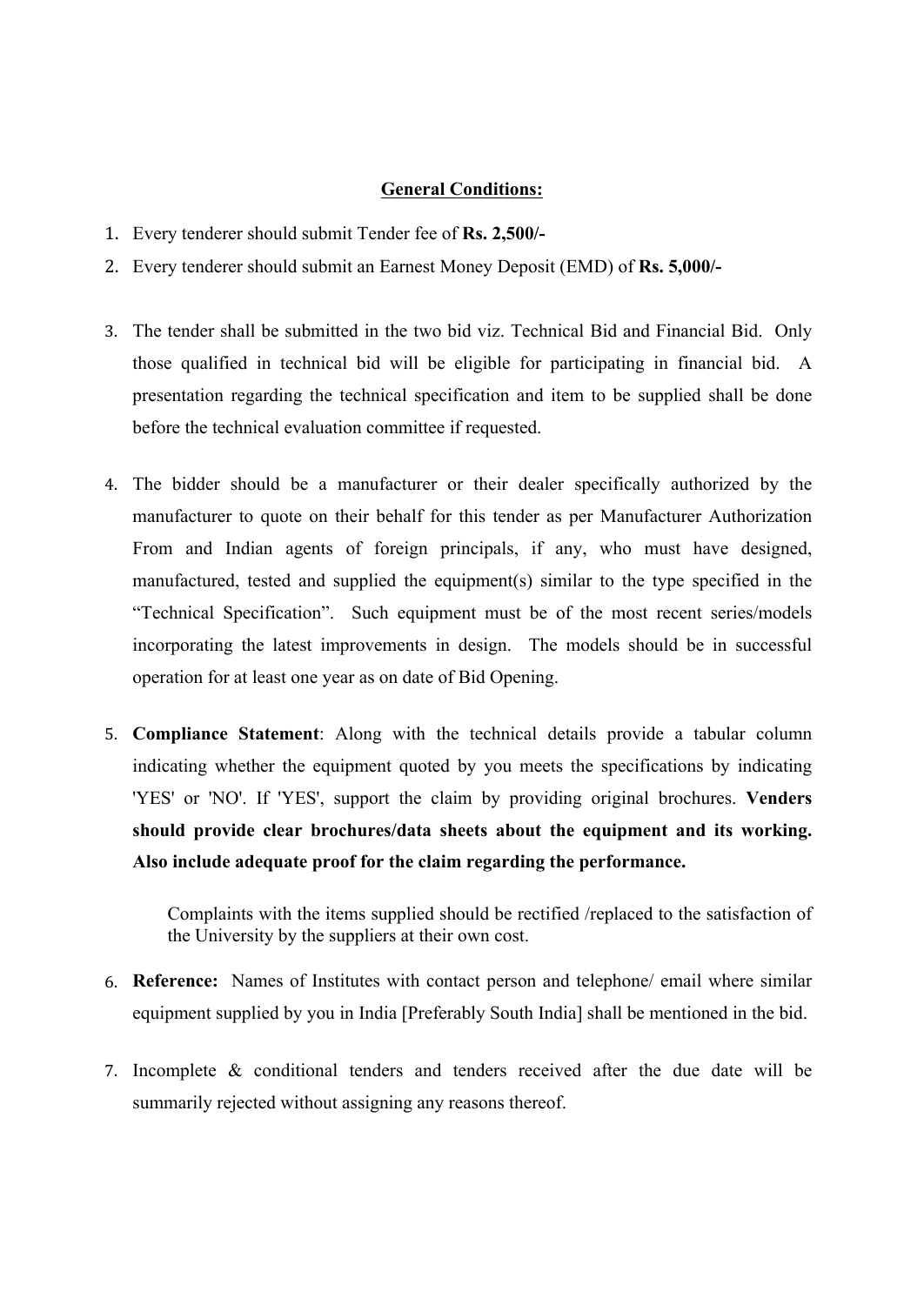**General Conditions:**

1. Every tenderer should submit Tender fee of **Rs. 2,500/-**
2. Every tenderer should submit an Earnest Money Deposit (EMD) of **Rs. 5,000/-**

3. The tender shall be submitted in the two bid viz. Technical Bid and Financial Bid. Only those qualified in technical bid will be eligible for participating in financial bid. A presentation regarding the technical specification and item to be supplied shall be done before the technical evaluation committee if requested.

4. The bidder should be a manufacturer or their dealer specifically authorized by the manufacturer to quote on their behalf for this tender as per Manufacturer Authorization From and Indian agents of foreign principals, if any, who must have designed, manufactured, tested and supplied the equipment(s) similar to the type specified in the "Technical Specification". Such equipment must be of the most recent series/models incorporating the latest improvements in design. The models should be in successful operation for at least one year as on date of Bid Opening.

5. **Compliance Statement**: Along with the technical details provide a tabular column indicating whether the equipment quoted by you meets the specifications by indicating 'YES' or 'NO'. If 'YES', support the claim by providing original brochures. **Venders should provide clear brochures/data sheets about the equipment and its working. Also include adequate proof for the claim regarding the performance.**

   Complaints with the items supplied should be rectified /replaced to the satisfaction of the University by the suppliers at their own cost.

6. **Reference:** Names of Institutes with contact person and telephone/ email where similar equipment supplied by you in India [Preferably South India] shall be mentioned in the bid.

7. Incomplete & conditional tenders and tenders received after the due date will be summarily rejected without assigning any reasons thereof.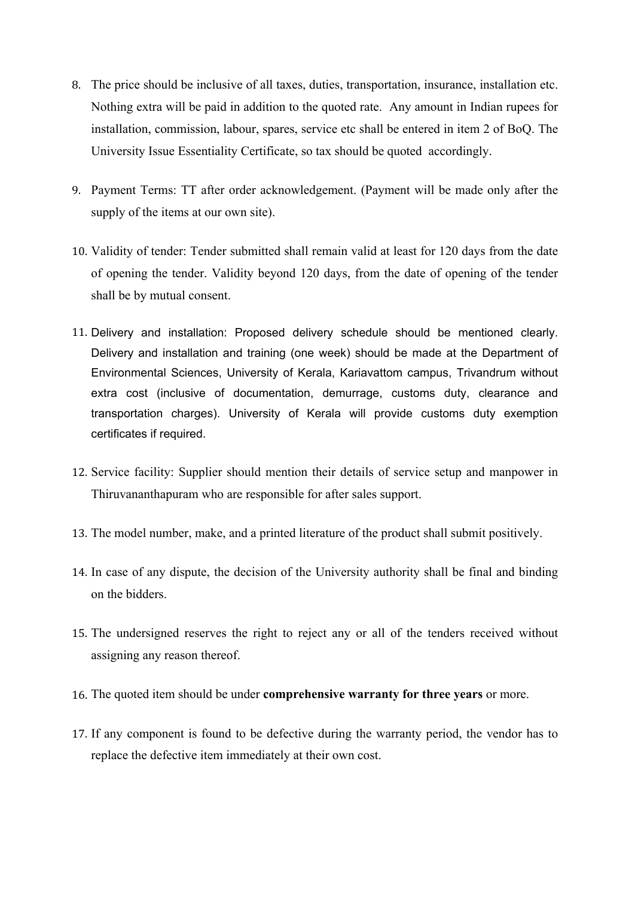8. The price should be inclusive of all taxes, duties, transportation, insurance, installation etc. Nothing extra will be paid in addition to the quoted rate. Any amount in Indian rupees for installation, commission, labour, spares, service etc shall be entered in item 2 of BoQ. The University Issue Essentiality Certificate, so tax should be quoted accordingly.

9. Payment Terms: TT after order acknowledgement. (Payment will be made only after the supply of the items at our own site).

10. Validity of tender: Tender submitted shall remain valid at least for 120 days from the date of opening the tender. Validity beyond 120 days, from the date of opening of the tender shall be by mutual consent.

11. Delivery and installation: Proposed delivery schedule should be mentioned clearly. Delivery and installation and training (one week) should be made at the Department of Environmental Sciences, University of Kerala, Kariavattom campus, Trivandrum without extra cost (inclusive of documentation, demurrage, customs duty, clearance and transportation charges). University of Kerala will provide customs duty exemption certificates if required.

12. Service facility: Supplier should mention their details of service setup and manpower in Thiruvananthapuram who are responsible for after sales support.

13. The model number, make, and a printed literature of the product shall submit positively.

14. In case of any dispute, the decision of the University authority shall be final and binding on the bidders.

15. The undersigned reserves the right to reject any or all of the tenders received without assigning any reason thereof.

16. The quoted item should be under **comprehensive warranty for three years** or more.

17. If any component is found to be defective during the warranty period, the vendor has to replace the defective item immediately at their own cost.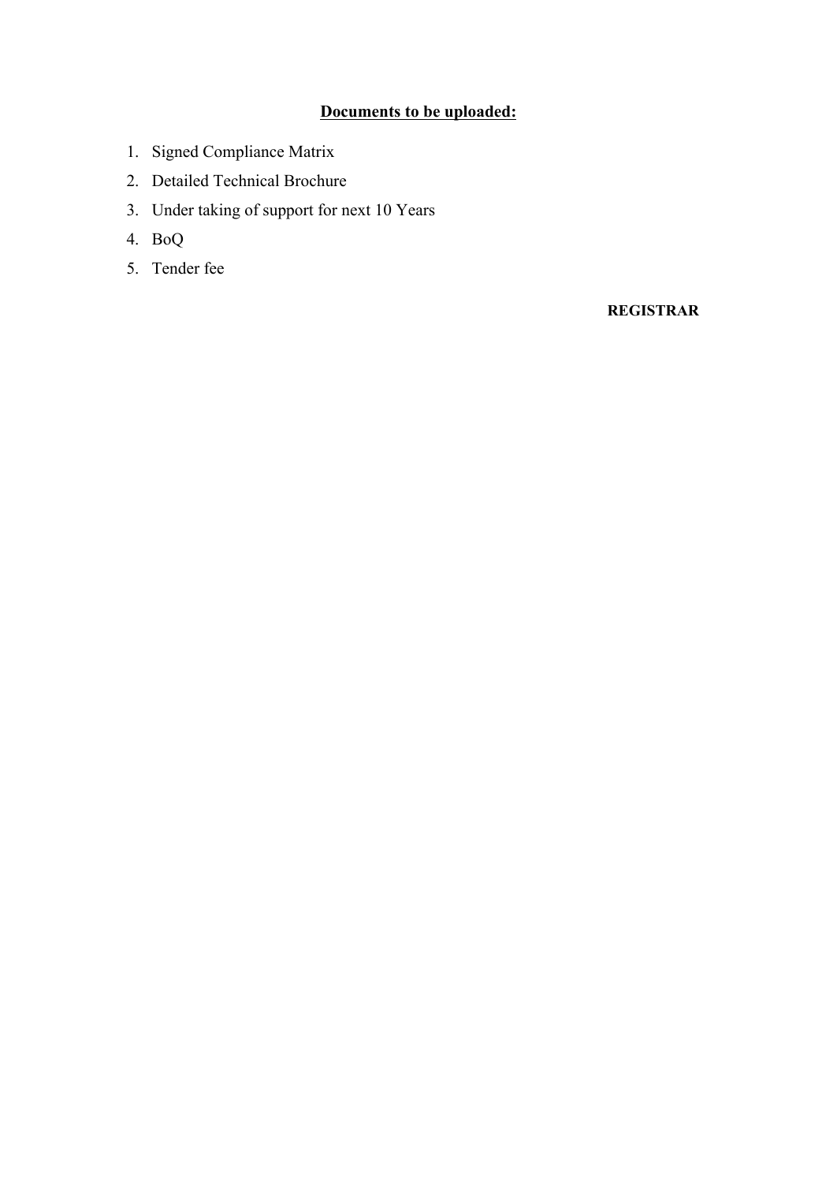**<u>Documents to be uploaded:</u>**

1. Signed Compliance Matrix
2. Detailed Technical Brochure
3. Under taking of support for next 10 Years
4. BoQ
5. Tender fee

**REGISTRAR**